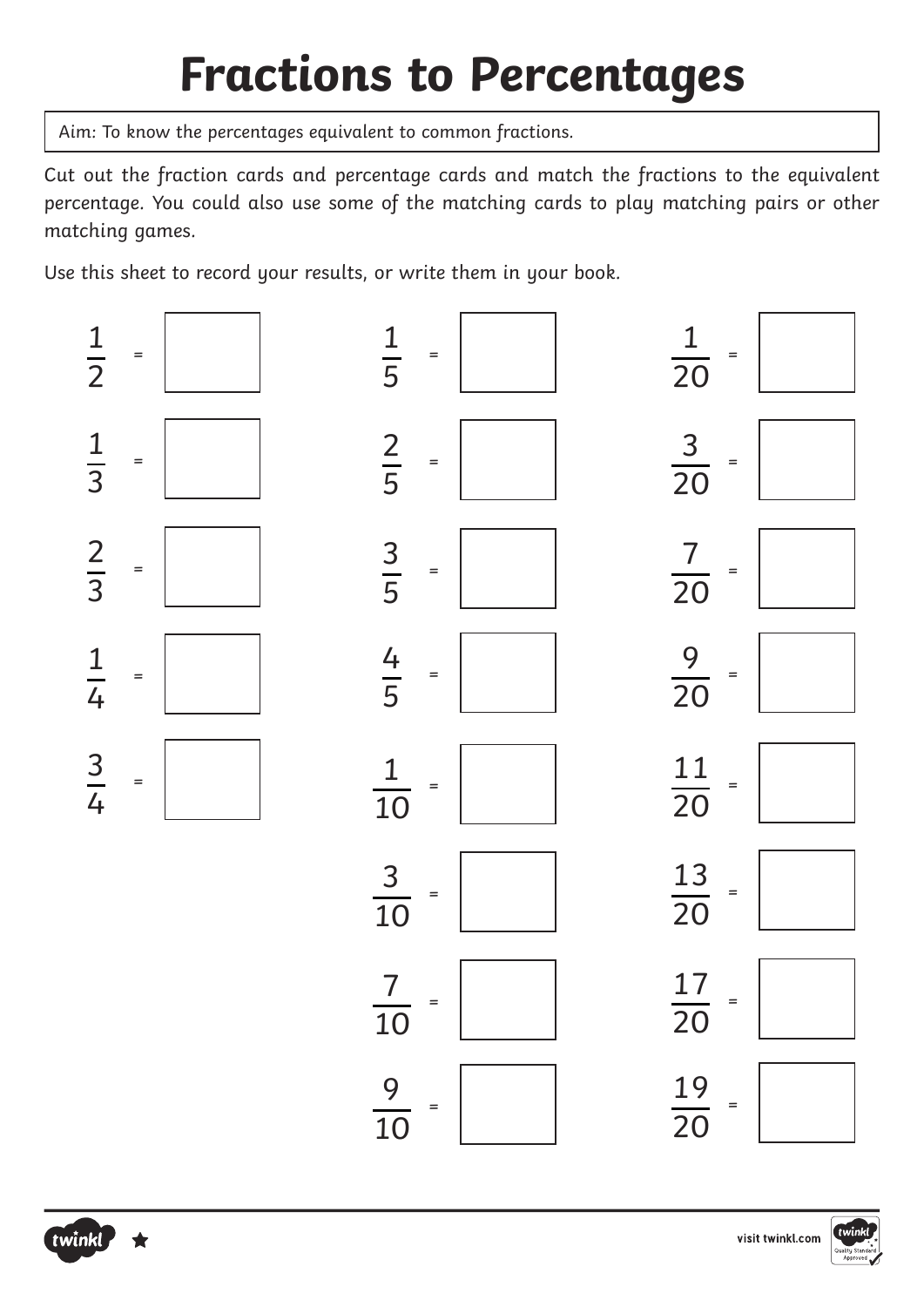# Fractions to Percentages

Aim: To know the percentages equivalent to common fractions.

Cut out the fraction cards and percentage cards and match the fractions to the equivalent percentage. You could also use some of the matching cards to play matching pairs or other matching games.

Use this sheet to record your results, or write them in your book.

$\frac{1}{2}$ = ☐

$\frac{1}{3}$ = ☐

$\frac{2}{3}$ = ☐

$\frac{1}{4}$ = ☐

$\frac{3}{4}$ = ☐

$\frac{1}{5}$ = ☐

$\frac{2}{5}$ = ☐

$\frac{3}{5}$ = ☐

$\frac{4}{5}$ = ☐

$\frac{1}{10}$ = ☐

$\frac{3}{10}$ = ☐

$\frac{7}{10}$ = ☐

$\frac{9}{10}$ = ☐

$\frac{1}{20}$ = ☐

$\frac{3}{20}$ = ☐

$\frac{7}{20}$ = ☐

$\frac{9}{20}$ = ☐

$\frac{11}{20}$ = ☐

$\frac{13}{20}$ = ☐

$\frac{17}{20}$ = ☐

$\frac{19}{20}$ = ☐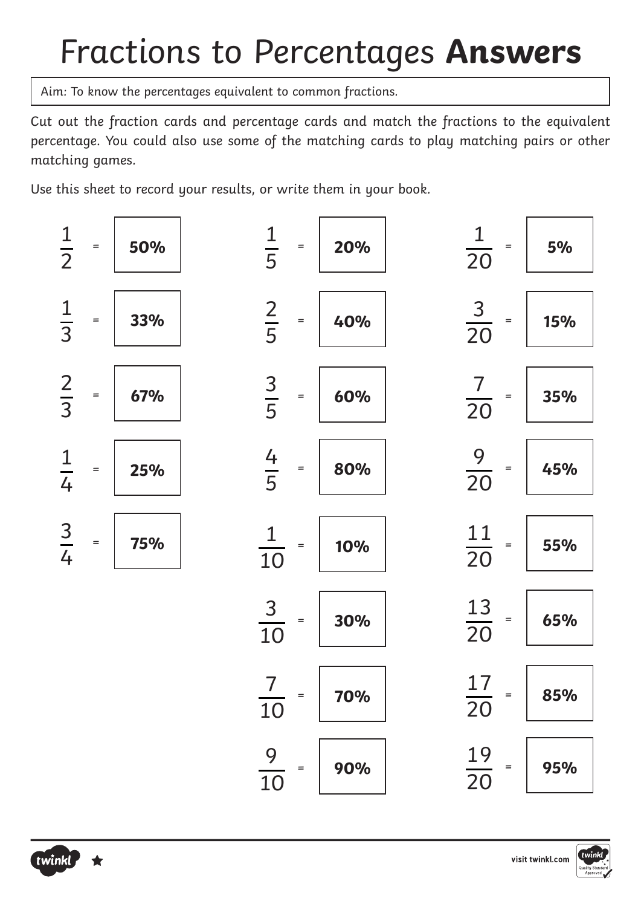# Fractions to Percentages **Answers**

Aim: To know the percentages equivalent to common fractions.

Cut out the fraction cards and percentage cards and match the fractions to the equivalent percentage. You could also use some of the matching cards to play matching pairs or other matching games.

Use this sheet to record your results, or write them in your book.

$\frac{1}{2}$ = **50%**

$\frac{1}{3}$ = **33%**

$\frac{2}{3}$ = **67%**

$\frac{1}{4}$ = **25%**

$\frac{3}{4}$ = **75%**

$\frac{1}{5}$ = **20%**

$\frac{2}{5}$ = **40%**

$\frac{3}{5}$ = **60%**

$\frac{4}{5}$ = **80%**

$\frac{1}{10}$ = **10%**

$\frac{3}{10}$ = **30%**

$\frac{7}{10}$ = **70%**

$\frac{9}{10}$ = **90%**

$\frac{1}{20}$ = **5%**

$\frac{3}{20}$ = **15%**

$\frac{7}{20}$ = **35%**

$\frac{9}{20}$ = **45%**

$\frac{11}{20}$ = **55%**

$\frac{13}{20}$ = **65%**

$\frac{17}{20}$ = **85%**

$\frac{19}{20}$ = **95%**